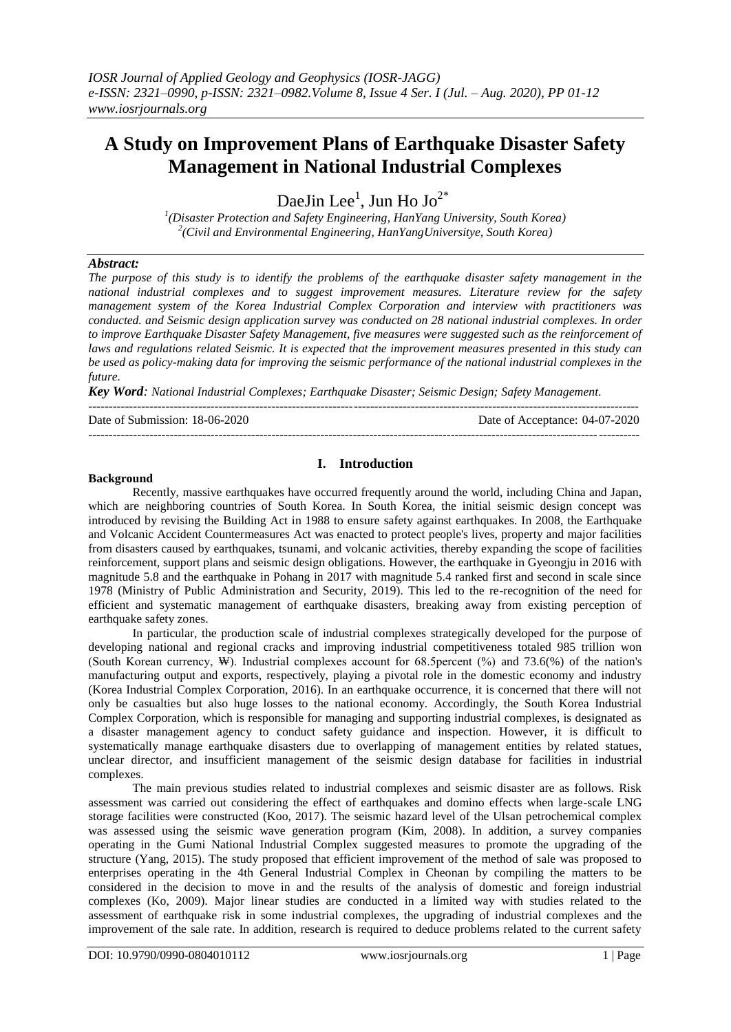# A Study on Improvement Plans of Earthquake Disaster Safety Management in National Industrial Complexes

DaeJin Lee[1], Jun Ho Jo[2*]

[1](Disaster Protection and Safety Engineering, HanYang University, South Korea)
[2](Civil and Environmental Engineering, HanYangUniversitye, South Korea)

***Abstract:***

*The purpose of this study is to identify the problems of the earthquake disaster safety management in the national industrial complexes and to suggest improvement measures. Literature review for the safety management system of the Korea Industrial Complex Corporation and interview with practitioners was conducted. and Seismic design application survey was conducted on 28 national industrial complexes. In order to improve Earthquake Disaster Safety Management, five measures were suggested such as the reinforcement of laws and regulations related Seismic. It is expected that the improvement measures presented in this study can be used as policy-making data for improving the seismic performance of the national industrial complexes in the future.*

***Key Word****: National Industrial Complexes; Earthquake Disaster; Seismic Design; Safety Management.*

Date of Submission: 18-06-2020 Date of Acceptance: 04-07-2020

## I. Introduction

### Background

Recently, massive earthquakes have occurred frequently around the world, including China and Japan, which are neighboring countries of South Korea. In South Korea, the initial seismic design concept was introduced by revising the Building Act in 1988 to ensure safety against earthquakes. In 2008, the Earthquake and Volcanic Accident Countermeasures Act was enacted to protect people's lives, property and major facilities from disasters caused by earthquakes, tsunami, and volcanic activities, thereby expanding the scope of facilities reinforcement, support plans and seismic design obligations. However, the earthquake in Gyeongju in 2016 with magnitude 5.8 and the earthquake in Pohang in 2017 with magnitude 5.4 ranked first and second in scale since 1978 (Ministry of Public Administration and Security, 2019). This led to the re-recognition of the need for efficient and systematic management of earthquake disasters, breaking away from existing perception of earthquake safety zones.

In particular, the production scale of industrial complexes strategically developed for the purpose of developing national and regional cracks and improving industrial competitiveness totaled 985 trillion won (South Korean currency, ₩). Industrial complexes account for 68.5percent (%) and 73.6(%) of the nation's manufacturing output and exports, respectively, playing a pivotal role in the domestic economy and industry (Korea Industrial Complex Corporation, 2016). In an earthquake occurrence, it is concerned that there will not only be casualties but also huge losses to the national economy. Accordingly, the South Korea Industrial Complex Corporation, which is responsible for managing and supporting industrial complexes, is designated as a disaster management agency to conduct safety guidance and inspection. However, it is difficult to systematically manage earthquake disasters due to overlapping of management entities by related statues, unclear director, and insufficient management of the seismic design database for facilities in industrial complexes.

The main previous studies related to industrial complexes and seismic disaster are as follows. Risk assessment was carried out considering the effect of earthquakes and domino effects when large-scale LNG storage facilities were constructed (Koo, 2017). The seismic hazard level of the Ulsan petrochemical complex was assessed using the seismic wave generation program (Kim, 2008). In addition, a survey companies operating in the Gumi National Industrial Complex suggested measures to promote the upgrading of the structure (Yang, 2015). The study proposed that efficient improvement of the method of sale was proposed to enterprises operating in the 4th General Industrial Complex in Cheonan by compiling the matters to be considered in the decision to move in and the results of the analysis of domestic and foreign industrial complexes (Ko, 2009). Major linear studies are conducted in a limited way with studies related to the assessment of earthquake risk in some industrial complexes, the upgrading of industrial complexes and the improvement of the sale rate. In addition, research is required to deduce problems related to the current safety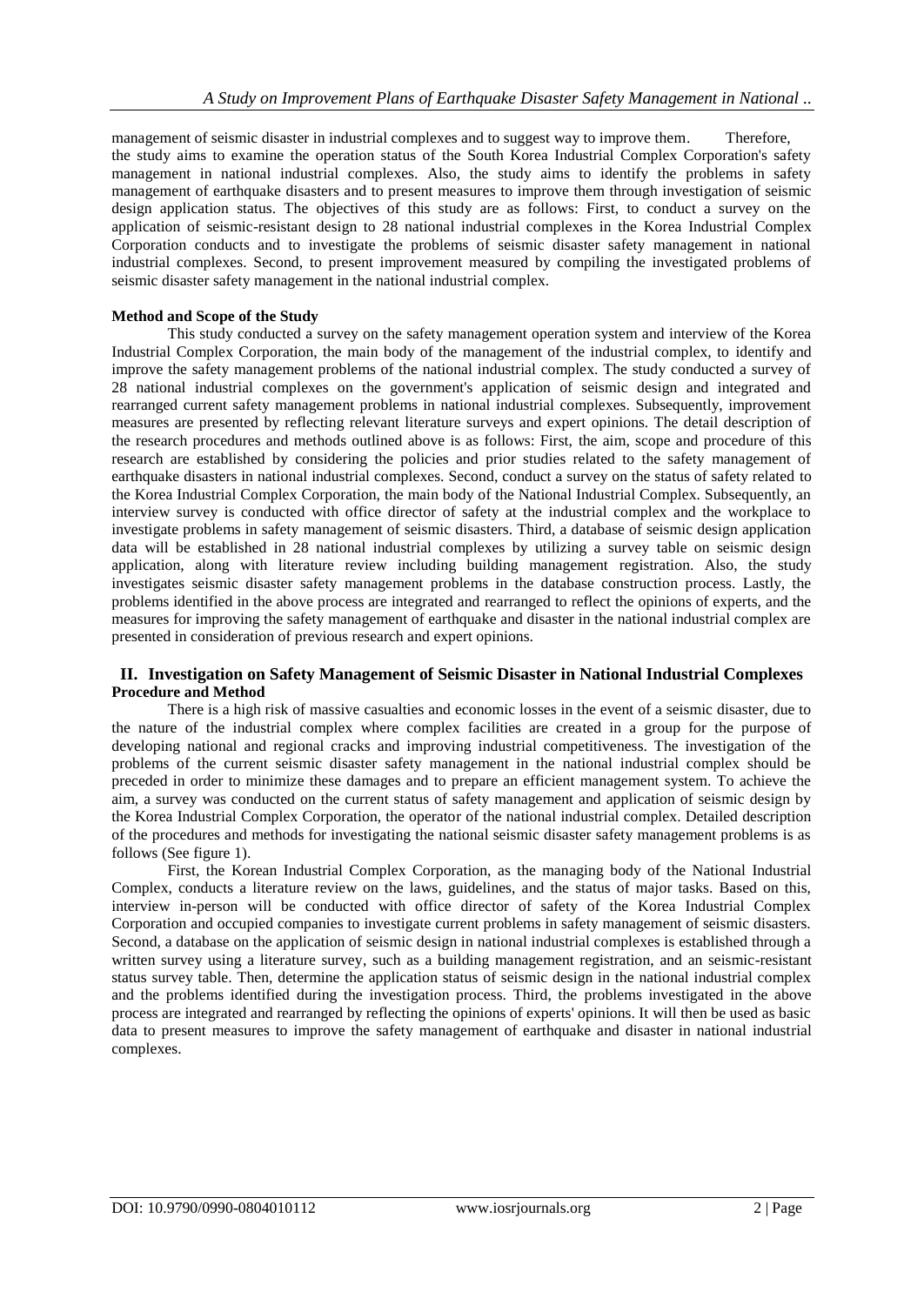management of seismic disaster in industrial complexes and to suggest way to improve them. Therefore, the study aims to examine the operation status of the South Korea Industrial Complex Corporation's safety management in national industrial complexes. Also, the study aims to identify the problems in safety management of earthquake disasters and to present measures to improve them through investigation of seismic design application status. The objectives of this study are as follows: First, to conduct a survey on the application of seismic-resistant design to 28 national industrial complexes in the Korea Industrial Complex Corporation conducts and to investigate the problems of seismic disaster safety management in national industrial complexes. Second, to present improvement measured by compiling the investigated problems of seismic disaster safety management in the national industrial complex.

**Method and Scope of the Study**

This study conducted a survey on the safety management operation system and interview of the Korea Industrial Complex Corporation, the main body of the management of the industrial complex, to identify and improve the safety management problems of the national industrial complex. The study conducted a survey of 28 national industrial complexes on the government's application of seismic design and integrated and rearranged current safety management problems in national industrial complexes. Subsequently, improvement measures are presented by reflecting relevant literature surveys and expert opinions. The detail description of the research procedures and methods outlined above is as follows: First, the aim, scope and procedure of this research are established by considering the policies and prior studies related to the safety management of earthquake disasters in national industrial complexes. Second, conduct a survey on the status of safety related to the Korea Industrial Complex Corporation, the main body of the National Industrial Complex. Subsequently, an interview survey is conducted with office director of safety at the industrial complex and the workplace to investigate problems in safety management of seismic disasters. Third, a database of seismic design application data will be established in 28 national industrial complexes by utilizing a survey table on seismic design application, along with literature review including building management registration. Also, the study investigates seismic disaster safety management problems in the database construction process. Lastly, the problems identified in the above process are integrated and rearranged to reflect the opinions of experts, and the measures for improving the safety management of earthquake and disaster in the national industrial complex are presented in consideration of previous research and expert opinions.

## II. Investigation on Safety Management of Seismic Disaster in National Industrial Complexes

**Procedure and Method**

There is a high risk of massive casualties and economic losses in the event of a seismic disaster, due to the nature of the industrial complex where complex facilities are created in a group for the purpose of developing national and regional cracks and improving industrial competitiveness. The investigation of the problems of the current seismic disaster safety management in the national industrial complex should be preceded in order to minimize these damages and to prepare an efficient management system. To achieve the aim, a survey was conducted on the current status of safety management and application of seismic design by the Korea Industrial Complex Corporation, the operator of the national industrial complex. Detailed description of the procedures and methods for investigating the national seismic disaster safety management problems is as follows (See figure 1).

First, the Korean Industrial Complex Corporation, as the managing body of the National Industrial Complex, conducts a literature review on the laws, guidelines, and the status of major tasks. Based on this, interview in-person will be conducted with office director of safety of the Korea Industrial Complex Corporation and occupied companies to investigate current problems in safety management of seismic disasters. Second, a database on the application of seismic design in national industrial complexes is established through a written survey using a literature survey, such as a building management registration, and an seismic-resistant status survey table. Then, determine the application status of seismic design in the national industrial complex and the problems identified during the investigation process. Third, the problems investigated in the above process are integrated and rearranged by reflecting the opinions of experts' opinions. It will then be used as basic data to present measures to improve the safety management of earthquake and disaster in national industrial complexes.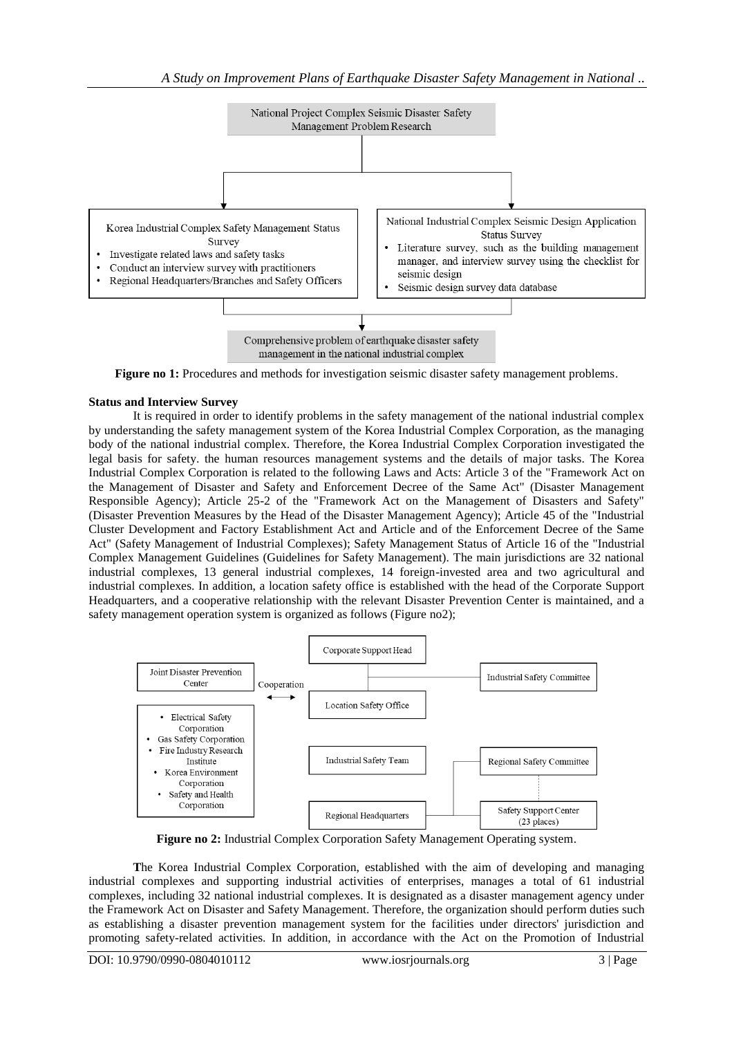National Project Complex Seismic Disaster Safety Management Problem Research

Korea Industrial Complex Safety Management Status Survey
- Investigate related laws and safety tasks
- Conduct an interview survey with practitioners
- Regional Headquarters/Branches and Safety Officers

National Industrial Complex Seismic Design Application Status Survey
- Literature survey, such as the building management manager, and interview survey using the checklist for seismic design
- Seismic design survey data database

Comprehensive problem of earthquake disaster safety management in the national industrial complex

**Figure no 1:** Procedures and methods for investigation seismic disaster safety management problems.

### Status and Interview Survey

It is required in order to identify problems in the safety management of the national industrial complex by understanding the safety management system of the Korea Industrial Complex Corporation, as the managing body of the national industrial complex. Therefore, the Korea Industrial Complex Corporation investigated the legal basis for safety. the human resources management systems and the details of major tasks. The Korea Industrial Complex Corporation is related to the following Laws and Acts: Article 3 of the "Framework Act on the Management of Disaster and Safety and Enforcement Decree of the Same Act" (Disaster Management Responsible Agency); Article 25-2 of the "Framework Act on the Management of Disasters and Safety" (Disaster Prevention Measures by the Head of the Disaster Management Agency); Article 45 of the "Industrial Cluster Development and Factory Establishment Act and Article and of the Enforcement Decree of the Same Act" (Safety Management of Industrial Complexes); Safety Management Status of Article 16 of the "Industrial Complex Management Guidelines (Guidelines for Safety Management). The main jurisdictions are 32 national industrial complexes, 13 general industrial complexes, 14 foreign-invested area and two agricultural and industrial complexes. In addition, a location safety office is established with the head of the Corporate Support Headquarters, and a cooperative relationship with the relevant Disaster Prevention Center is maintained, and a safety management operation system is organized as follows (Figure no2);

Corporate Support Head

Joint Disaster Prevention Center

Cooperation

Industrial Safety Committee

Location Safety Office

- Electrical Safety Corporation
- Gas Safety Corporation
- Fire Industry Research Institute
- Korea Environment Corporation
- Safety and Health Corporation

Industrial Safety Team

Regional Safety Committee

Regional Headquarters

Safety Support Center (23 places)

**Figure no 2:** Industrial Complex Corporation Safety Management Operating system.

The Korea Industrial Complex Corporation, established with the aim of developing and managing industrial complexes and supporting industrial activities of enterprises, manages a total of 61 industrial complexes, including 32 national industrial complexes. It is designated as a disaster management agency under the Framework Act on Disaster and Safety Management. Therefore, the organization should perform duties such as establishing a disaster prevention management system for the facilities under directors' jurisdiction and promoting safety-related activities. In addition, in accordance with the Act on the Promotion of Industrial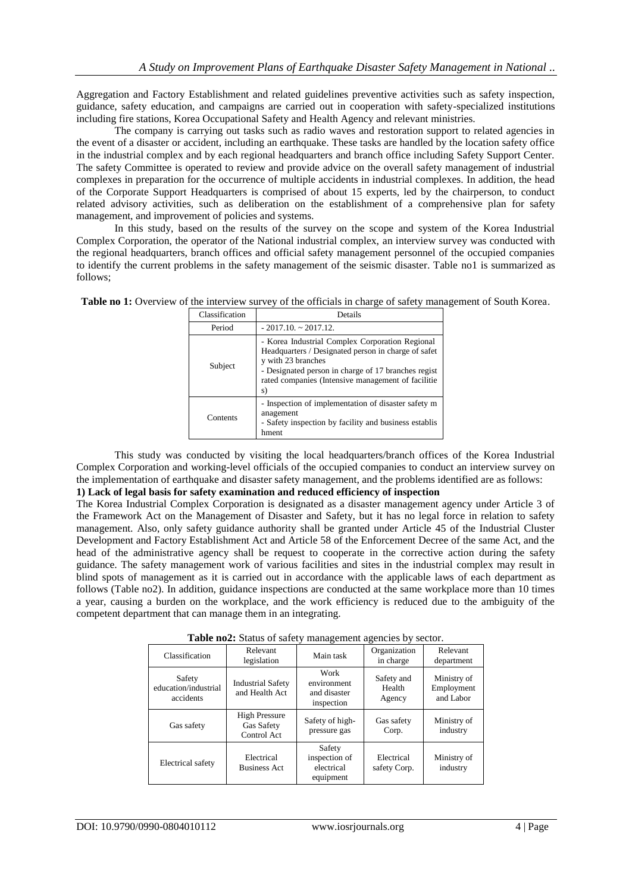Aggregation and Factory Establishment and related guidelines preventive activities such as safety inspection, guidance, safety education, and campaigns are carried out in cooperation with safety-specialized institutions including fire stations, Korea Occupational Safety and Health Agency and relevant ministries.

The company is carrying out tasks such as radio waves and restoration support to related agencies in the event of a disaster or accident, including an earthquake. These tasks are handled by the location safety office in the industrial complex and by each regional headquarters and branch office including Safety Support Center. The safety Committee is operated to review and provide advice on the overall safety management of industrial complexes in preparation for the occurrence of multiple accidents in industrial complexes. In addition, the head of the Corporate Support Headquarters is comprised of about 15 experts, led by the chairperson, to conduct related advisory activities, such as deliberation on the establishment of a comprehensive plan for safety management, and improvement of policies and systems.

In this study, based on the results of the survey on the scope and system of the Korea Industrial Complex Corporation, the operator of the National industrial complex, an interview survey was conducted with the regional headquarters, branch offices and official safety management personnel of the occupied companies to identify the current problems in the safety management of the seismic disaster. Table no1 is summarized as follows;

**Table no 1:** Overview of the interview survey of the officials in charge of safety management of South Korea.

| Classification | Details |
|---|---|
| Period | - 2017.10. ~ 2017.12. |
| Subject | - Korea Industrial Complex Corporation Regional Headquarters / Designated person in charge of safety with 23 branches<br>- Designated person in charge of 17 branches registrated companies (Intensive management of facilities) |
| Contents | - Inspection of implementation of disaster safety management<br>- Safety inspection by facility and business establishment |

This study was conducted by visiting the local headquarters/branch offices of the Korea Industrial Complex Corporation and working-level officials of the occupied companies to conduct an interview survey on the implementation of earthquake and disaster safety management, and the problems identified are as follows:

**1) Lack of legal basis for safety examination and reduced efficiency of inspection**

The Korea Industrial Complex Corporation is designated as a disaster management agency under Article 3 of the Framework Act on the Management of Disaster and Safety, but it has no legal force in relation to safety management. Also, only safety guidance authority shall be granted under Article 45 of the Industrial Cluster Development and Factory Establishment Act and Article 58 of the Enforcement Decree of the same Act, and the head of the administrative agency shall be request to cooperate in the corrective action during the safety guidance. The safety management work of various facilities and sites in the industrial complex may result in blind spots of management as it is carried out in accordance with the applicable laws of each department as follows (Table no2). In addition, guidance inspections are conducted at the same workplace more than 10 times a year, causing a burden on the workplace, and the work efficiency is reduced due to the ambiguity of the competent department that can manage them in an integrating.

**Table no2:** Status of safety management agencies by sector.

| Classification | Relevant legislation | Main task | Organization in charge | Relevant department |
|---|---|---|---|---|
| Safety education/industrial accidents | Industrial Safety and Health Act | Work environment and disaster inspection | Safety and Health Agency | Ministry of Employment and Labor |
| Gas safety | High Pressure Gas Safety Control Act | Safety of high-pressure gas | Gas safety Corp. | Ministry of industry |
| Electrical safety | Electrical Business Act | Safety inspection of electrical equipment | Electrical safety Corp. | Ministry of industry |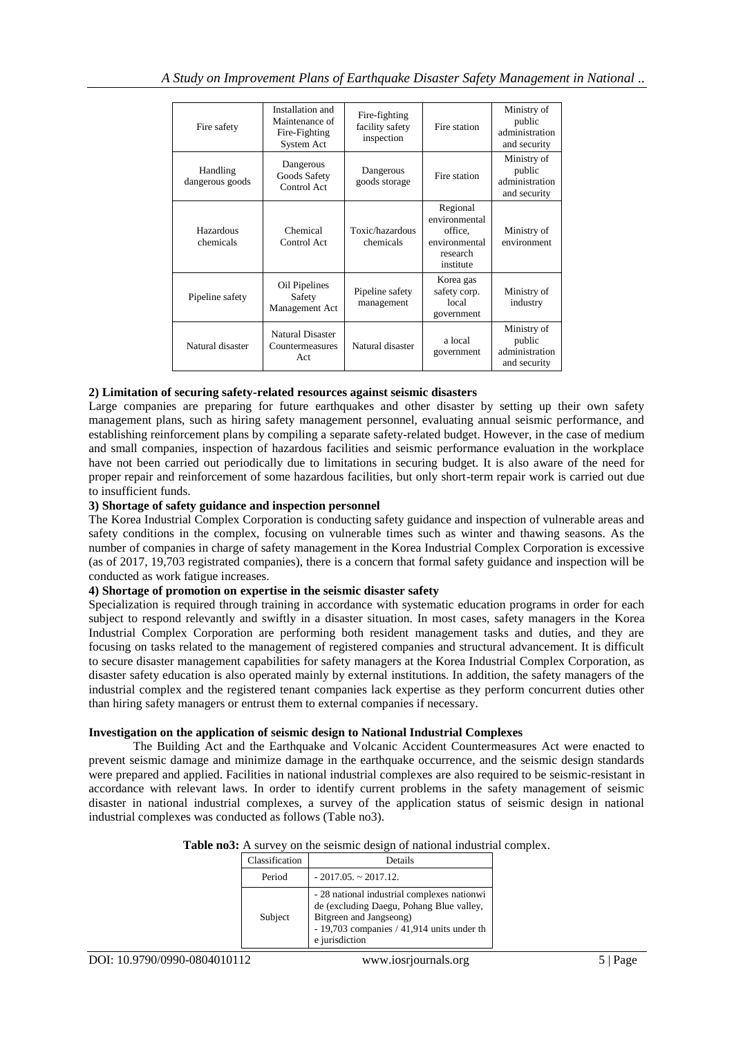| Fire safety | Installation and Maintenance of Fire-Fighting System Act | Fire-fighting facility safety inspection | Fire station | Ministry of public administration and security |
|---|---|---|---|---|
| Handling dangerous goods | Dangerous Goods Safety Control Act | Dangerous goods storage | Fire station | Ministry of public administration and security |
| Hazardous chemicals | Chemical Control Act | Toxic/hazardous chemicals | Regional environmental office, environmental research institute | Ministry of environment |
| Pipeline safety | Oil Pipelines Safety Management Act | Pipeline safety management | Korea gas safety corp. local government | Ministry of industry |
| Natural disaster | Natural Disaster Countermeasures Act | Natural disaster | a local government | Ministry of public administration and security |

**2) Limitation of securing safety-related resources against seismic disasters**

Large companies are preparing for future earthquakes and other disaster by setting up their own safety management plans, such as hiring safety management personnel, evaluating annual seismic performance, and establishing reinforcement plans by compiling a separate safety-related budget. However, in the case of medium and small companies, inspection of hazardous facilities and seismic performance evaluation in the workplace have not been carried out periodically due to limitations in securing budget. It is also aware of the need for proper repair and reinforcement of some hazardous facilities, but only short-term repair work is carried out due to insufficient funds.

**3) Shortage of safety guidance and inspection personnel**

The Korea Industrial Complex Corporation is conducting safety guidance and inspection of vulnerable areas and safety conditions in the complex, focusing on vulnerable times such as winter and thawing seasons. As the number of companies in charge of safety management in the Korea Industrial Complex Corporation is excessive (as of 2017, 19,703 registrated companies), there is a concern that formal safety guidance and inspection will be conducted as work fatigue increases.

**4) Shortage of promotion on expertise in the seismic disaster safety**

Specialization is required through training in accordance with systematic education programs in order for each subject to respond relevantly and swiftly in a disaster situation. In most cases, safety managers in the Korea Industrial Complex Corporation are performing both resident management tasks and duties, and they are focusing on tasks related to the management of registered companies and structural advancement. It is difficult to secure disaster management capabilities for safety managers at the Korea Industrial Complex Corporation, as disaster safety education is also operated mainly by external institutions. In addition, the safety managers of the industrial complex and the registered tenant companies lack expertise as they perform concurrent duties other than hiring safety managers or entrust them to external companies if necessary.

**Investigation on the application of seismic design to National Industrial Complexes**

The Building Act and the Earthquake and Volcanic Accident Countermeasures Act were enacted to prevent seismic damage and minimize damage in the earthquake occurrence, and the seismic design standards were prepared and applied. Facilities in national industrial complexes are also required to be seismic-resistant in accordance with relevant laws. In order to identify current problems in the safety management of seismic disaster in national industrial complexes, a survey of the application status of seismic design in national industrial complexes was conducted as follows (Table no3).

**Table no3:** A survey on the seismic design of national industrial complex.

| Classification | Details |
|---|---|
| Period | - 2017.05. ~ 2017.12. |
| Subject | - 28 national industrial complexes nationwide (excluding Daegu, Pohang Blue valley, Bitgreen and Jangseong)<br>- 19,703 companies / 41,914 units under the jurisdiction |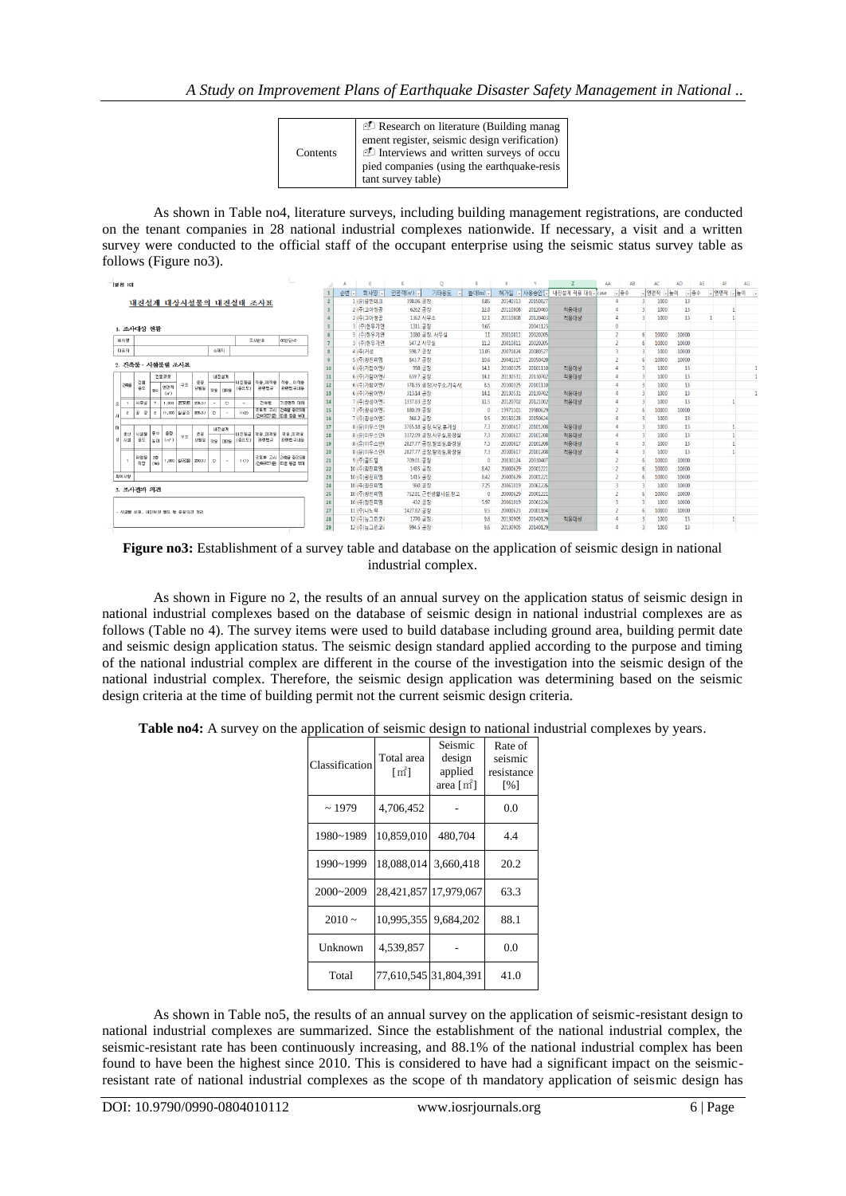| Contents | ① Research on literature (Building management register, seismic design verification)<br>② Interviews and written surveys of occupied companies (using the earthquake-resistant survey table) |
|---|---|

As shown in Table no4, literature surveys, including building management registrations, are conducted on the tenant companies in 28 national industrial complexes nationwide. If necessary, a visit and a written survey were conducted to the official staff of the occupant enterprise using the seismic status survey table as follows (Figure no3).

**Figure no3:** Establishment of a survey table and database on the application of seismic design in national industrial complex.

As shown in Figure no 2, the results of an annual survey on the application status of seismic design in national industrial complexes based on the database of seismic design in national industrial complexes are as follows (Table no 4). The survey items were used to build database including ground area, building permit date and seismic design application status. The seismic design standard applied according to the purpose and timing of the national industrial complex are different in the course of the investigation into the seismic design of the national industrial complex. Therefore, the seismic design application was determining based on the seismic design criteria at the time of building permit not the current seismic design criteria.

**Table no4:** A survey on the application of seismic design to national industrial complexes by years.

| Classification | Total area [㎡] | Seismic design applied area [㎡] | Rate of seismic resistance [%] |
|---|---|---|---|
| ~ 1979 | 4,706,452 | - | 0.0 |
| 1980~1989 | 10,859,010 | 480,704 | 4.4 |
| 1990~1999 | 18,088,014 | 3,660,418 | 20.2 |
| 2000~2009 | 28,421,857 | 17,979,067 | 63.3 |
| 2010 ~ | 10,995,355 | 9,684,202 | 88.1 |
| Unknown | 4,539,857 | - | 0.0 |
| Total | 77,610,545 | 31,804,391 | 41.0 |

As shown in Table no5, the results of an annual survey on the application of seismic-resistant design to national industrial complexes are summarized. Since the establishment of the national industrial complex, the seismic-resistant rate has been continuously increasing, and 88.1% of the national industrial complex has been found to have been the highest since 2010. This is considered to have had a significant impact on the seismic-resistant rate of national industrial complexes as the scope of th mandatory application of seismic design has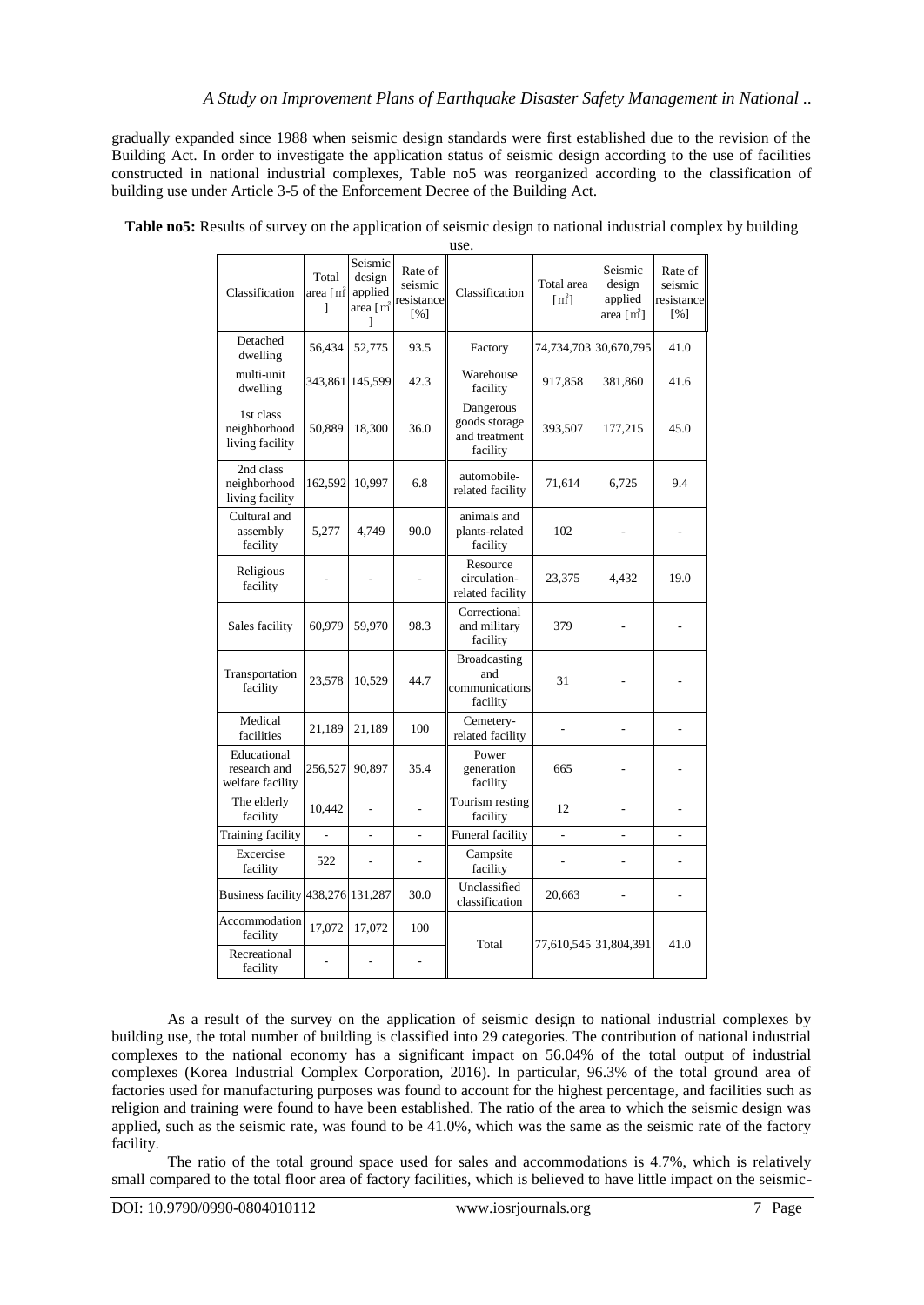gradually expanded since 1988 when seismic design standards were first established due to the revision of the Building Act. In order to investigate the application status of seismic design according to the use of facilities constructed in national industrial complexes, Table no5 was reorganized according to the classification of building use under Article 3-5 of the Enforcement Decree of the Building Act.

**Table no5:** Results of survey on the application of seismic design to national industrial complex by building use.

| Classification | Total area [㎡] | Seismic design applied area [㎡] | Rate of seismic resistance [%] | Classification | Total area [㎡] | Seismic design applied area [㎡] | Rate of seismic resistance [%] |
|---|---|---|---|---|---|---|---|
| Detached dwelling | 56,434 | 52,775 | 93.5 | Factory | 74,734,703 | 30,670,795 | 41.0 |
| multi-unit dwelling | 343,861 | 145,599 | 42.3 | Warehouse facility | 917,858 | 381,860 | 41.6 |
| 1st class neighborhood living facility | 50,889 | 18,300 | 36.0 | Dangerous goods storage and treatment facility | 393,507 | 177,215 | 45.0 |
| 2nd class neighborhood living facility | 162,592 | 10,997 | 6.8 | automobile-related facility | 71,614 | 6,725 | 9.4 |
| Cultural and assembly facility | 5,277 | 4,749 | 90.0 | animals and plants-related facility | 102 | - | - |
| Religious facility | - | - | - | Resource circulation-related facility | 23,375 | 4,432 | 19.0 |
| Sales facility | 60,979 | 59,970 | 98.3 | Correctional and military facility | 379 | - | - |
| Transportation facility | 23,578 | 10,529 | 44.7 | Broadcasting and communications facility | 31 | - | - |
| Medical facilities | 21,189 | 21,189 | 100 | Cemetery-related facility | - | - | - |
| Educational research and welfare facility | 256,527 | 90,897 | 35.4 | Power generation facility | 665 | - | - |
| The elderly facility | 10,442 | - | - | Tourism resting facility | 12 | - | - |
| Training facility | - | - | - | Funeral facility | - | - | - |
| Excercise facility | 522 | - | - | Campsite facility | - | - | - |
| Business facility | 438,276 | 131,287 | 30.0 | Unclassified classification | 20,663 | - | - |
| Accommodation facility | 17,072 | 17,072 | 100 | Total | 77,610,545 | 31,804,391 | 41.0 |
| Recreational facility | - | - | - | | | | |

As a result of the survey on the application of seismic design to national industrial complexes by building use, the total number of building is classified into 29 categories. The contribution of national industrial complexes to the national economy has a significant impact on 56.04% of the total output of industrial complexes (Korea Industrial Complex Corporation, 2016). In particular, 96.3% of the total ground area of factories used for manufacturing purposes was found to account for the highest percentage, and facilities such as religion and training were found to have been established. The ratio of the area to which the seismic design was applied, such as the seismic rate, was found to be 41.0%, which was the same as the seismic rate of the factory facility.

The ratio of the total ground space used for sales and accommodations is 4.7%, which is relatively small compared to the total floor area of factory facilities, which is believed to have little impact on the seismic-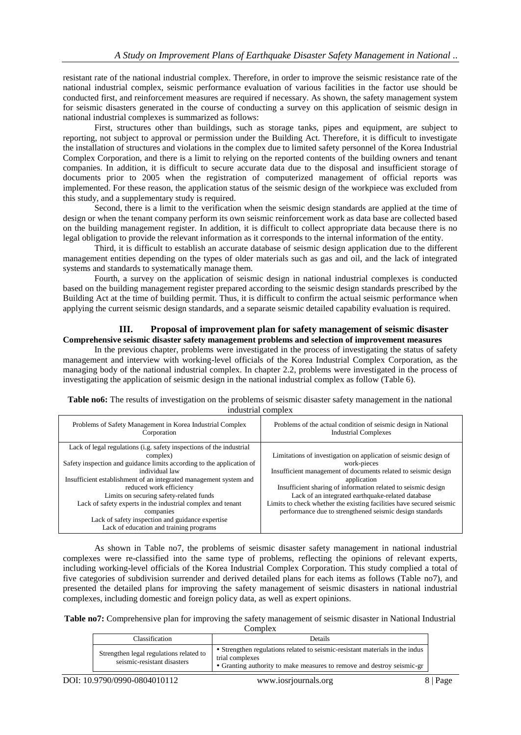resistant rate of the national industrial complex. Therefore, in order to improve the seismic resistance rate of the national industrial complex, seismic performance evaluation of various facilities in the factor use should be conducted first, and reinforcement measures are required if necessary. As shown, the safety management system for seismic disasters generated in the course of conducting a survey on this application of seismic design in national industrial complexes is summarized as follows:

First, structures other than buildings, such as storage tanks, pipes and equipment, are subject to reporting, not subject to approval or permission under the Building Act. Therefore, it is difficult to investigate the installation of structures and violations in the complex due to limited safety personnel of the Korea Industrial Complex Corporation, and there is a limit to relying on the reported contents of the building owners and tenant companies. In addition, it is difficult to secure accurate data due to the disposal and insufficient storage of documents prior to 2005 when the registration of computerized management of official reports was implemented. For these reason, the application status of the seismic design of the workpiece was excluded from this study, and a supplementary study is required.

Second, there is a limit to the verification when the seismic design standards are applied at the time of design or when the tenant company perform its own seismic reinforcement work as data base are collected based on the building management register. In addition, it is difficult to collect appropriate data because there is no legal obligation to provide the relevant information as it corresponds to the internal information of the entity.

Third, it is difficult to establish an accurate database of seismic design application due to the different management entities depending on the types of older materials such as gas and oil, and the lack of integrated systems and standards to systematically manage them.

Fourth, a survey on the application of seismic design in national industrial complexes is conducted based on the building management register prepared according to the seismic design standards prescribed by the Building Act at the time of building permit. Thus, it is difficult to confirm the actual seismic performance when applying the current seismic design standards, and a separate seismic detailed capability evaluation is required.

# III. Proposal of improvement plan for safety management of seismic disaster

**Comprehensive seismic disaster safety management problems and selection of improvement measures**

In the previous chapter, problems were investigated in the process of investigating the status of safety management and interview with working-level officials of the Korea Industrial Complex Corporation, as the managing body of the national industrial complex. In chapter 2.2, problems were investigated in the process of investigating the application of seismic design in the national industrial complex as follow (Table 6).

**Table no6:** The results of investigation on the problems of seismic disaster safety management in the national industrial complex

| Problems of Safety Management in Korea Industrial Complex Corporation | Problems of the actual condition of seismic design in National Industrial Complexes |
|---|---|
| Lack of legal regulations (i.g. safety inspections of the industrial complex)<br>Safety inspection and guidance limits according to the application of individual law<br>Insufficient establishment of an integrated management system and reduced work efficiency<br>Limits on securing safety-related funds<br>Lack of safety experts in the industrial complex and tenant companies<br>Lack of safety inspection and guidance expertise<br>Lack of education and training programs | Limitations of investigation on application of seismic design of work-pieces<br>Insufficient management of documents related to seismic design application<br>Insufficient sharing of information related to seismic design<br>Lack of an integrated earthquake-related database<br>Limits to check whether the existing facilities have secured seismic performance due to strengthened seismic design standards |

As shown in Table no7, the problems of seismic disaster safety management in national industrial complexes were re-classified into the same type of problems, reflecting the opinions of relevant experts, including working-level officials of the Korea Industrial Complex Corporation. This study complied a total of five categories of subdivision surrender and derived detailed plans for each items as follows (Table no7), and presented the detailed plans for improving the safety management of seismic disasters in national industrial complexes, including domestic and foreign policy data, as well as expert opinions.

**Table no7:** Comprehensive plan for improving the safety management of seismic disaster in National Industrial Complex

| Classification | Details |
|---|---|
| Strengthen legal regulations related to seismic-resistant disasters | • Strengthen regulations related to seismic-resistant materials in the indus trial complexes<br>• Granting authority to make measures to remove and destroy seismic-gr |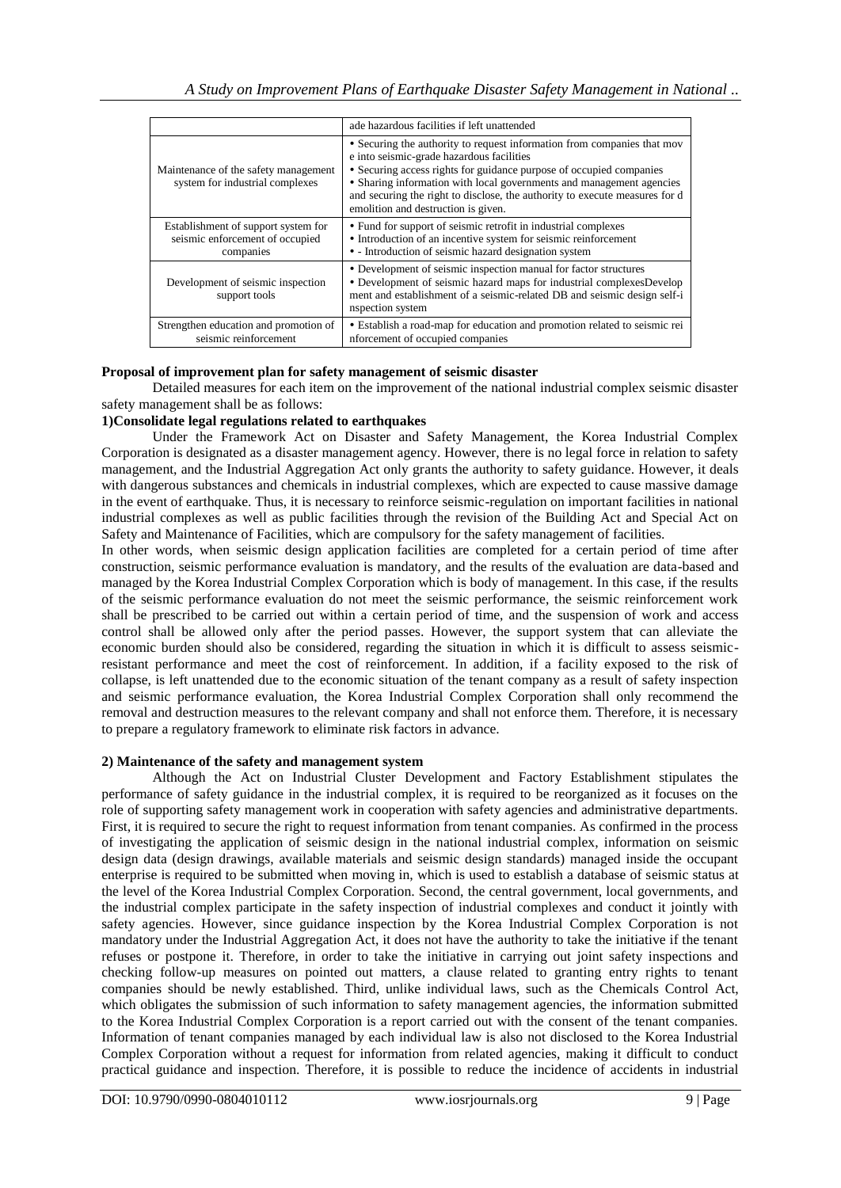|  | ade hazardous facilities if left unattended |
|---|---|
| Maintenance of the safety management system for industrial complexes | • Securing the authority to request information from companies that mov e into seismic-grade hazardous facilities<br>• Securing access rights for guidance purpose of occupied companies<br>• Sharing information with local governments and management agencies and securing the right to disclose, the authority to execute measures for d emolition and destruction is given. |
| Establishment of support system for seismic enforcement of occupied companies | • Fund for support of seismic retrofit in industrial complexes<br>• Introduction of an incentive system for seismic reinforcement<br>• - Introduction of seismic hazard designation system |
| Development of seismic inspection support tools | • Development of seismic inspection manual for factor structures<br>• Development of seismic hazard maps for industrial complexesDevelop ment and establishment of a seismic-related DB and seismic design self-i nspection system |
| Strengthen education and promotion of seismic reinforcement | • Establish a road-map for education and promotion related to seismic rei nforcement of occupied companies |

**Proposal of improvement plan for safety management of seismic disaster**

Detailed measures for each item on the improvement of the national industrial complex seismic disaster safety management shall be as follows:

**1)Consolidate legal regulations related to earthquakes**

Under the Framework Act on Disaster and Safety Management, the Korea Industrial Complex Corporation is designated as a disaster management agency. However, there is no legal force in relation to safety management, and the Industrial Aggregation Act only grants the authority to safety guidance. However, it deals with dangerous substances and chemicals in industrial complexes, which are expected to cause massive damage in the event of earthquake. Thus, it is necessary to reinforce seismic-regulation on important facilities in national industrial complexes as well as public facilities through the revision of the Building Act and Special Act on Safety and Maintenance of Facilities, which are compulsory for the safety management of facilities.

In other words, when seismic design application facilities are completed for a certain period of time after construction, seismic performance evaluation is mandatory, and the results of the evaluation are data-based and managed by the Korea Industrial Complex Corporation which is body of management. In this case, if the results of the seismic performance evaluation do not meet the seismic performance, the seismic reinforcement work shall be prescribed to be carried out within a certain period of time, and the suspension of work and access control shall be allowed only after the period passes. However, the support system that can alleviate the economic burden should also be considered, regarding the situation in which it is difficult to assess seismic-resistant performance and meet the cost of reinforcement. In addition, if a facility exposed to the risk of collapse, is left unattended due to the economic situation of the tenant company as a result of safety inspection and seismic performance evaluation, the Korea Industrial Complex Corporation shall only recommend the removal and destruction measures to the relevant company and shall not enforce them. Therefore, it is necessary to prepare a regulatory framework to eliminate risk factors in advance.

**2) Maintenance of the safety and management system**

Although the Act on Industrial Cluster Development and Factory Establishment stipulates the performance of safety guidance in the industrial complex, it is required to be reorganized as it focuses on the role of supporting safety management work in cooperation with safety agencies and administrative departments. First, it is required to secure the right to request information from tenant companies. As confirmed in the process of investigating the application of seismic design in the national industrial complex, information on seismic design data (design drawings, available materials and seismic design standards) managed inside the occupant enterprise is required to be submitted when moving in, which is used to establish a database of seismic status at the level of the Korea Industrial Complex Corporation. Second, the central government, local governments, and the industrial complex participate in the safety inspection of industrial complexes and conduct it jointly with safety agencies. However, since guidance inspection by the Korea Industrial Complex Corporation is not mandatory under the Industrial Aggregation Act, it does not have the authority to take the initiative if the tenant refuses or postpone it. Therefore, in order to take the initiative in carrying out joint safety inspections and checking follow-up measures on pointed out matters, a clause related to granting entry rights to tenant companies should be newly established. Third, unlike individual laws, such as the Chemicals Control Act, which obligates the submission of such information to safety management agencies, the information submitted to the Korea Industrial Complex Corporation is a report carried out with the consent of the tenant companies. Information of tenant companies managed by each individual law is also not disclosed to the Korea Industrial Complex Corporation without a request for information from related agencies, making it difficult to conduct practical guidance and inspection. Therefore, it is possible to reduce the incidence of accidents in industrial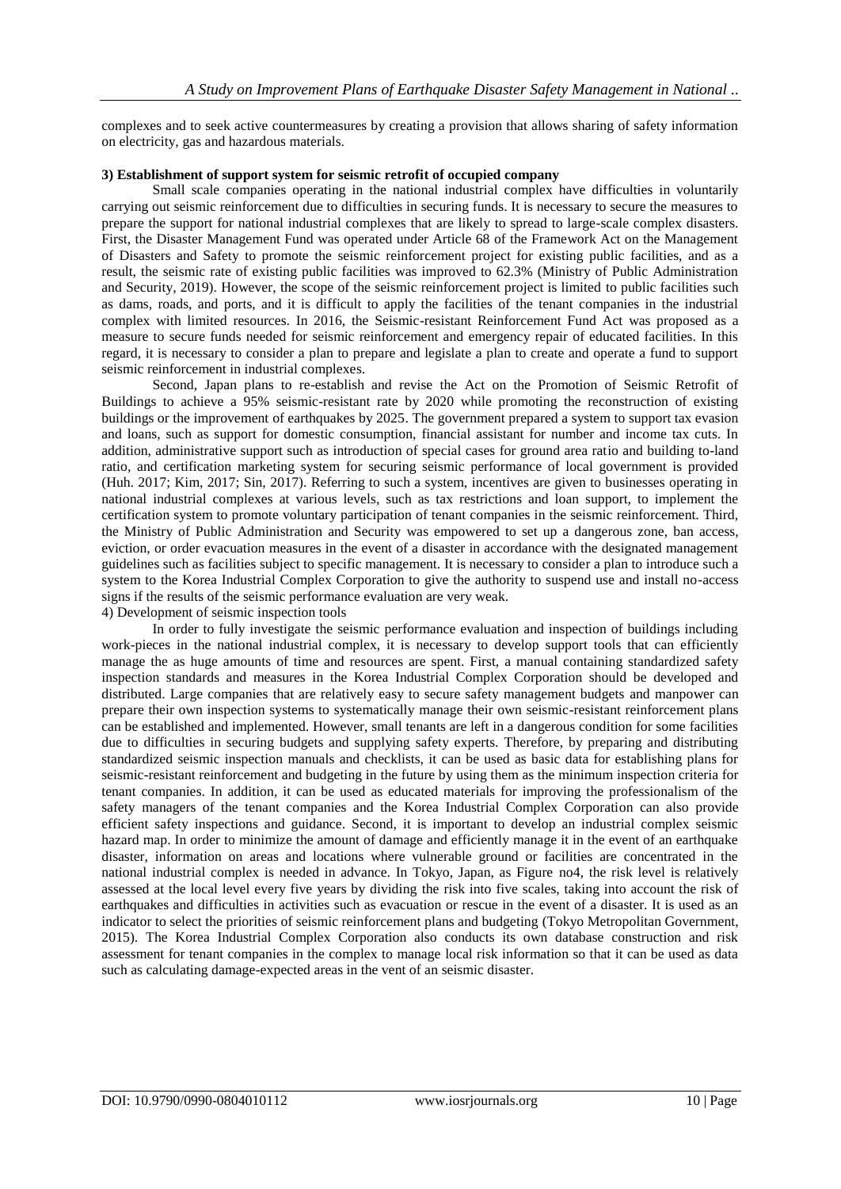complexes and to seek active countermeasures by creating a provision that allows sharing of safety information on electricity, gas and hazardous materials.

### 3) Establishment of support system for seismic retrofit of occupied company

Small scale companies operating in the national industrial complex have difficulties in voluntarily carrying out seismic reinforcement due to difficulties in securing funds. It is necessary to secure the measures to prepare the support for national industrial complexes that are likely to spread to large-scale complex disasters. First, the Disaster Management Fund was operated under Article 68 of the Framework Act on the Management of Disasters and Safety to promote the seismic reinforcement project for existing public facilities, and as a result, the seismic rate of existing public facilities was improved to 62.3% (Ministry of Public Administration and Security, 2019). However, the scope of the seismic reinforcement project is limited to public facilities such as dams, roads, and ports, and it is difficult to apply the facilities of the tenant companies in the industrial complex with limited resources. In 2016, the Seismic-resistant Reinforcement Fund Act was proposed as a measure to secure funds needed for seismic reinforcement and emergency repair of educated facilities. In this regard, it is necessary to consider a plan to prepare and legislate a plan to create and operate a fund to support seismic reinforcement in industrial complexes.

Second, Japan plans to re-establish and revise the Act on the Promotion of Seismic Retrofit of Buildings to achieve a 95% seismic-resistant rate by 2020 while promoting the reconstruction of existing buildings or the improvement of earthquakes by 2025. The government prepared a system to support tax evasion and loans, such as support for domestic consumption, financial assistant for number and income tax cuts. In addition, administrative support such as introduction of special cases for ground area ratio and building to-land ratio, and certification marketing system for securing seismic performance of local government is provided (Huh. 2017; Kim, 2017; Sin, 2017). Referring to such a system, incentives are given to businesses operating in national industrial complexes at various levels, such as tax restrictions and loan support, to implement the certification system to promote voluntary participation of tenant companies in the seismic reinforcement. Third, the Ministry of Public Administration and Security was empowered to set up a dangerous zone, ban access, eviction, or order evacuation measures in the event of a disaster in accordance with the designated management guidelines such as facilities subject to specific management. It is necessary to consider a plan to introduce such a system to the Korea Industrial Complex Corporation to give the authority to suspend use and install no-access signs if the results of the seismic performance evaluation are very weak.

4) Development of seismic inspection tools

In order to fully investigate the seismic performance evaluation and inspection of buildings including work-pieces in the national industrial complex, it is necessary to develop support tools that can efficiently manage the as huge amounts of time and resources are spent. First, a manual containing standardized safety inspection standards and measures in the Korea Industrial Complex Corporation should be developed and distributed. Large companies that are relatively easy to secure safety management budgets and manpower can prepare their own inspection systems to systematically manage their own seismic-resistant reinforcement plans can be established and implemented. However, small tenants are left in a dangerous condition for some facilities due to difficulties in securing budgets and supplying safety experts. Therefore, by preparing and distributing standardized seismic inspection manuals and checklists, it can be used as basic data for establishing plans for seismic-resistant reinforcement and budgeting in the future by using them as the minimum inspection criteria for tenant companies. In addition, it can be used as educated materials for improving the professionalism of the safety managers of the tenant companies and the Korea Industrial Complex Corporation can also provide efficient safety inspections and guidance. Second, it is important to develop an industrial complex seismic hazard map. In order to minimize the amount of damage and efficiently manage it in the event of an earthquake disaster, information on areas and locations where vulnerable ground or facilities are concentrated in the national industrial complex is needed in advance. In Tokyo, Japan, as Figure no4, the risk level is relatively assessed at the local level every five years by dividing the risk into five scales, taking into account the risk of earthquakes and difficulties in activities such as evacuation or rescue in the event of a disaster. It is used as an indicator to select the priorities of seismic reinforcement plans and budgeting (Tokyo Metropolitan Government, 2015). The Korea Industrial Complex Corporation also conducts its own database construction and risk assessment for tenant companies in the complex to manage local risk information so that it can be used as data such as calculating damage-expected areas in the vent of an seismic disaster.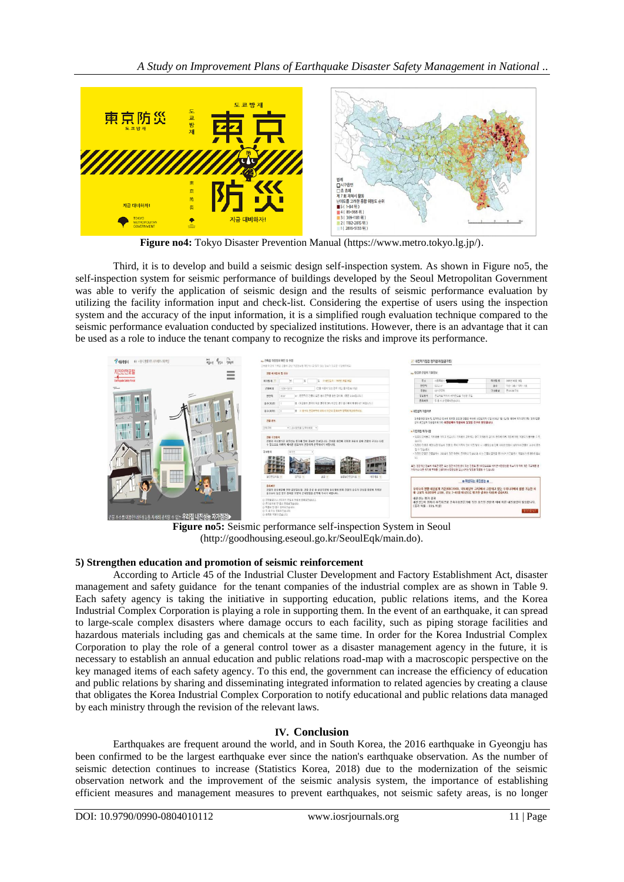**Figure no4:** Tokyo Disaster Prevention Manual (https://www.metro.tokyo.lg.jp/).

Third, it is to develop and build a seismic design self-inspection system. As shown in Figure no5, the self-inspection system for seismic performance of buildings developed by the Seoul Metropolitan Government was able to verify the application of seismic design and the results of seismic performance evaluation by utilizing the facility information input and check-list. Considering the expertise of users using the inspection system and the accuracy of the input information, it is a simplified rough evaluation technique compared to the seismic performance evaluation conducted by specialized institutions. However, there is an advantage that it can be used as a role to induce the tenant company to recognize the risks and improve its performance.

**Figure no5:** Seismic performance self-inspection System in Seoul (http://goodhousing.eseoul.go.kr/SeoulEqk/main.do).

### 5) Strengthen education and promotion of seismic reinforcement

According to Article 45 of the Industrial Cluster Development and Factory Establishment Act, disaster management and safety guidance for the tenant companies of the industrial complex are as shown in Table 9. Each safety agency is taking the initiative in supporting education, public relations items, and the Korea Industrial Complex Corporation is playing a role in supporting them. In the event of an earthquake, it can spread to large-scale complex disasters where damage occurs to each facility, such as piping storage facilities and hazardous materials including gas and chemicals at the same time. In order for the Korea Industrial Complex Corporation to play the role of a general control tower as a disaster management agency in the future, it is necessary to establish an annual education and public relations road-map with a macroscopic perspective on the key managed items of each safety agency. To this end, the government can increase the efficiency of education and public relations by sharing and disseminating integrated information to related agencies by creating a clause that obligates the Korea Industrial Complex Corporation to notify educational and public relations data managed by each ministry through the revision of the relevant laws.

## IV. Conclusion

Earthquakes are frequent around the world, and in South Korea, the 2016 earthquake in Gyeongju has been confirmed to be the largest earthquake ever since the nation's earthquake observation. As the number of seismic detection continues to increase (Statistics Korea, 2018) due to the modernization of the seismic observation network and the improvement of the seismic analysis system, the importance of establishing efficient measures and management measures to prevent earthquakes, not seismic safety areas, is no longer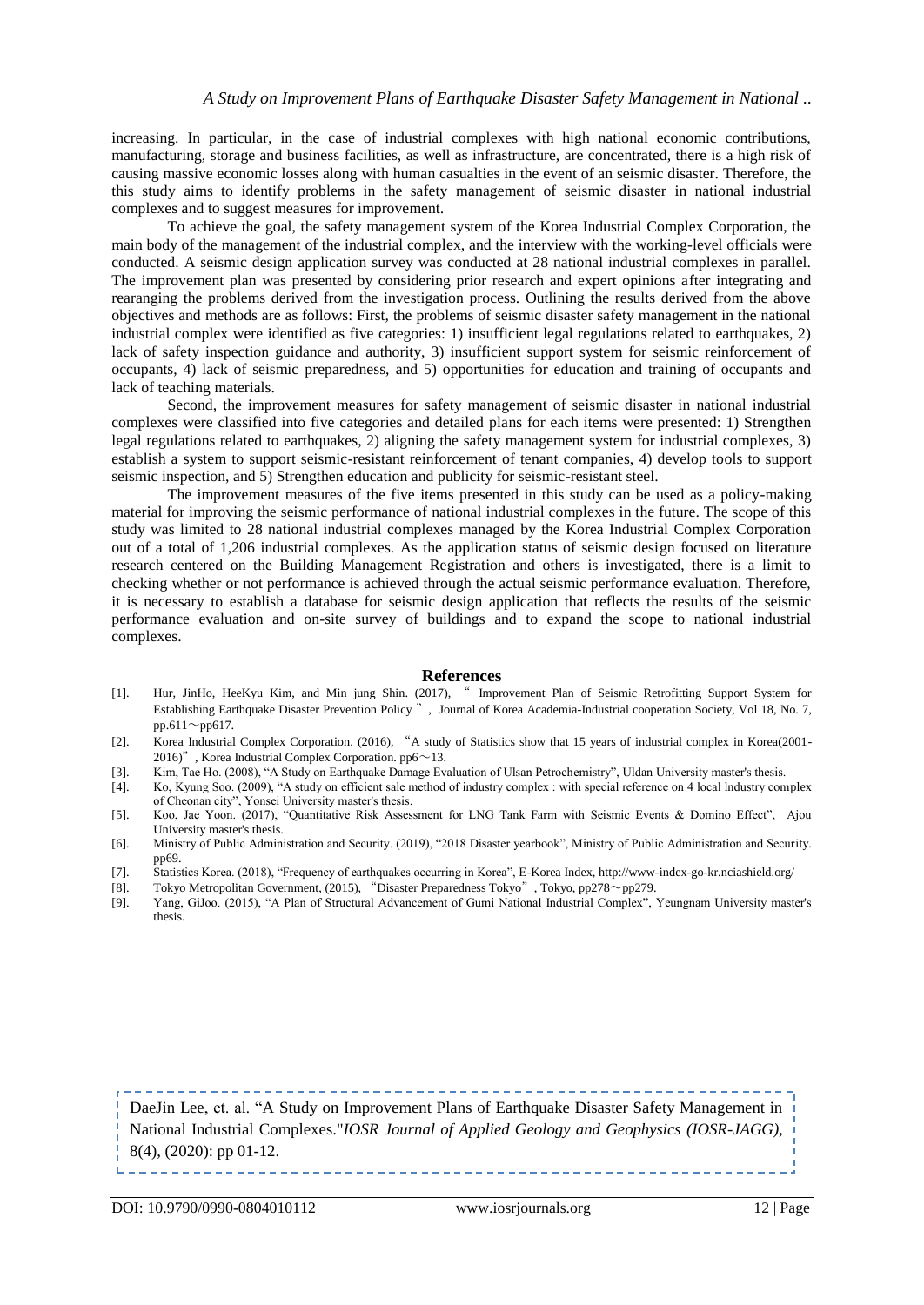increasing. In particular, in the case of industrial complexes with high national economic contributions, manufacturing, storage and business facilities, as well as infrastructure, are concentrated, there is a high risk of causing massive economic losses along with human casualties in the event of an seismic disaster. Therefore, the this study aims to identify problems in the safety management of seismic disaster in national industrial complexes and to suggest measures for improvement.

To achieve the goal, the safety management system of the Korea Industrial Complex Corporation, the main body of the management of the industrial complex, and the interview with the working-level officials were conducted. A seismic design application survey was conducted at 28 national industrial complexes in parallel. The improvement plan was presented by considering prior research and expert opinions after integrating and rearanging the problems derived from the investigation process. Outlining the results derived from the above objectives and methods are as follows: First, the problems of seismic disaster safety management in the national industrial complex were identified as five categories: 1) insufficient legal regulations related to earthquakes, 2) lack of safety inspection guidance and authority, 3) insufficient support system for seismic reinforcement of occupants, 4) lack of seismic preparedness, and 5) opportunities for education and training of occupants and lack of teaching materials.

Second, the improvement measures for safety management of seismic disaster in national industrial complexes were classified into five categories and detailed plans for each items were presented: 1) Strengthen legal regulations related to earthquakes, 2) aligning the safety management system for industrial complexes, 3) establish a system to support seismic-resistant reinforcement of tenant companies, 4) develop tools to support seismic inspection, and 5) Strengthen education and publicity for seismic-resistant steel.

The improvement measures of the five items presented in this study can be used as a policy-making material for improving the seismic performance of national industrial complexes in the future. The scope of this study was limited to 28 national industrial complexes managed by the Korea Industrial Complex Corporation out of a total of 1,206 industrial complexes. As the application status of seismic design focused on literature research centered on the Building Management Registration and others is investigated, there is a limit to checking whether or not performance is achieved through the actual seismic performance evaluation. Therefore, it is necessary to establish a database for seismic design application that reflects the results of the seismic performance evaluation and on-site survey of buildings and to expand the scope to national industrial complexes.

## References

[1]. Hur, JinHo, HeeKyu Kim, and Min jung Shin. (2017), " Improvement Plan of Seismic Retrofitting Support System for Establishing Earthquake Disaster Prevention Policy ", Journal of Korea Academia-Industrial cooperation Society, Vol 18, No. 7, pp.611～pp617.

[2]. Korea Industrial Complex Corporation. (2016), "A study of Statistics show that 15 years of industrial complex in Korea(2001-2016)", Korea Industrial Complex Corporation. pp6～13.

[3]. Kim, Tae Ho. (2008), "A Study on Earthquake Damage Evaluation of Ulsan Petrochemistry", Uldan University master's thesis.

[4]. Ko, Kyung Soo. (2009), "A study on efficient sale method of industry complex : with special reference on 4 local lndustry complex of Cheonan city", Yonsei University master's thesis.

[5]. Koo, Jae Yoon. (2017), "Quantitative Risk Assessment for LNG Tank Farm with Seismic Events & Domino Effect", Ajou University master's thesis.

[6]. Ministry of Public Administration and Security. (2019), "2018 Disaster yearbook", Ministry of Public Administration and Security. pp69.

[7]. Statistics Korea. (2018), "Frequency of earthquakes occurring in Korea", E-Korea Index, http://www-index-go-kr.nciashield.org/

[8]. Tokyo Metropolitan Government, (2015), "Disaster Preparedness Tokyo", Tokyo, pp278～pp279.

[9]. Yang, GiJoo. (2015), "A Plan of Structural Advancement of Gumi National Industrial Complex", Yeungnam University master's thesis.

DaeJin Lee, et. al. "A Study on Improvement Plans of Earthquake Disaster Safety Management in National Industrial Complexes."*IOSR Journal of Applied Geology and Geophysics (IOSR-JAGG),* 8(4), (2020): pp 01-12.